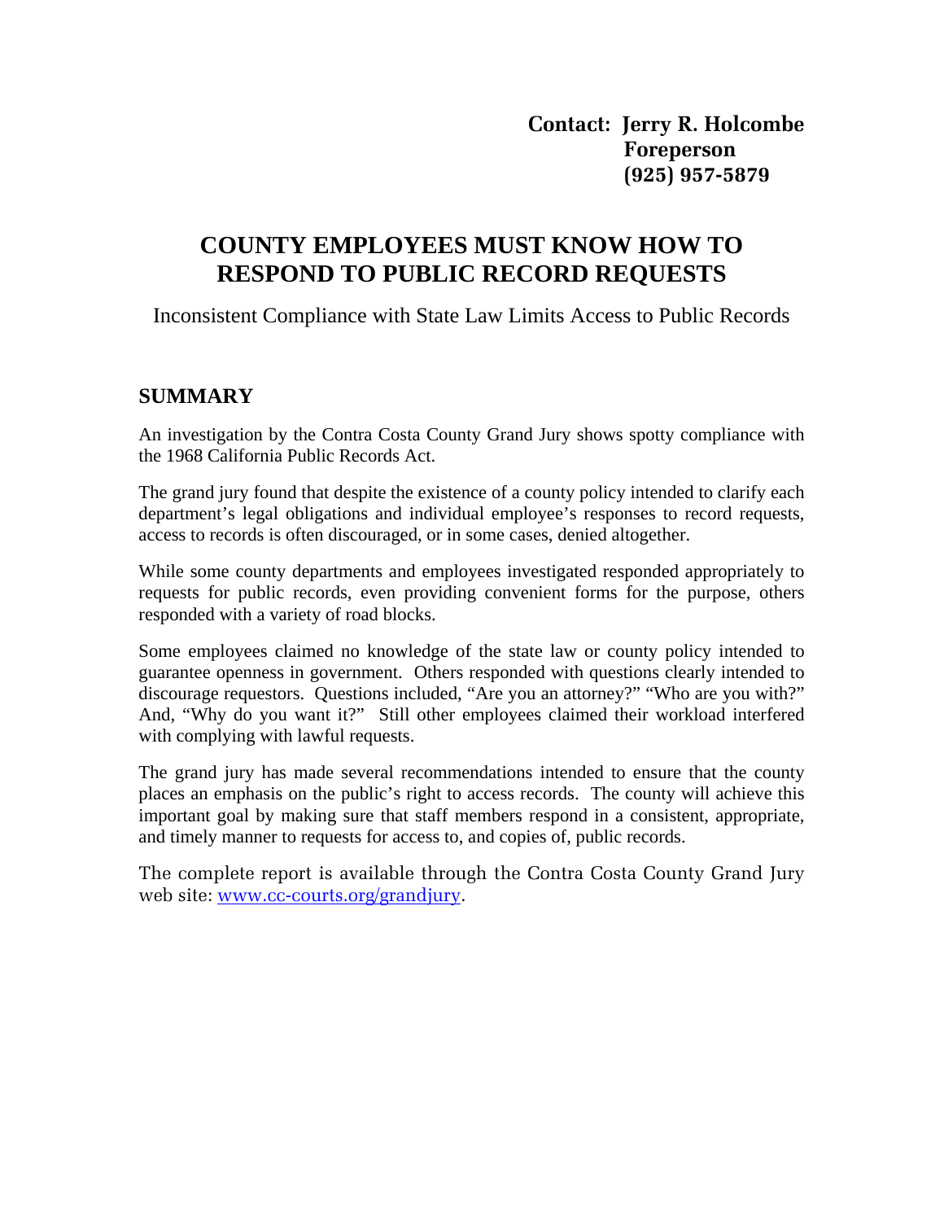**Contact: Jerry R. Holcombe**
**Foreperson**
**(925) 957-5879**

# COUNTY EMPLOYEES MUST KNOW HOW TO RESPOND TO PUBLIC RECORD REQUESTS

Inconsistent Compliance with State Law Limits Access to Public Records

## SUMMARY

An investigation by the Contra Costa County Grand Jury shows spotty compliance with the 1968 California Public Records Act.

The grand jury found that despite the existence of a county policy intended to clarify each department's legal obligations and individual employee's responses to record requests, access to records is often discouraged, or in some cases, denied altogether.

While some county departments and employees investigated responded appropriately to requests for public records, even providing convenient forms for the purpose, others responded with a variety of road blocks.

Some employees claimed no knowledge of the state law or county policy intended to guarantee openness in government. Others responded with questions clearly intended to discourage requestors. Questions included, "Are you an attorney?" "Who are you with?" And, "Why do you want it?" Still other employees claimed their workload interfered with complying with lawful requests.

The grand jury has made several recommendations intended to ensure that the county places an emphasis on the public's right to access records. The county will achieve this important goal by making sure that staff members respond in a consistent, appropriate, and timely manner to requests for access to, and copies of, public records.

The complete report is available through the Contra Costa County Grand Jury web site: www.cc-courts.org/grandjury.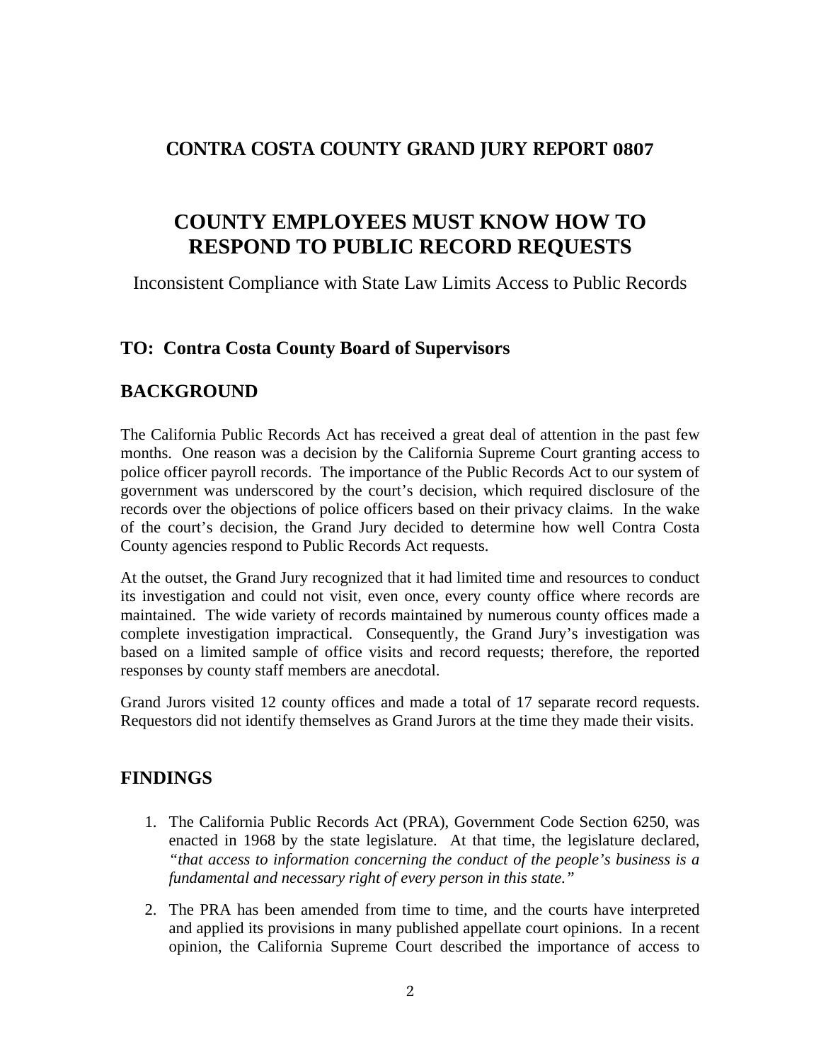## CONTRA COSTA COUNTY GRAND JURY REPORT 0807

# COUNTY EMPLOYEES MUST KNOW HOW TO RESPOND TO PUBLIC RECORD REQUESTS

Inconsistent Compliance with State Law Limits Access to Public Records

## TO: Contra Costa County Board of Supervisors

## BACKGROUND

The California Public Records Act has received a great deal of attention in the past few months. One reason was a decision by the California Supreme Court granting access to police officer payroll records. The importance of the Public Records Act to our system of government was underscored by the court's decision, which required disclosure of the records over the objections of police officers based on their privacy claims. In the wake of the court's decision, the Grand Jury decided to determine how well Contra Costa County agencies respond to Public Records Act requests.

At the outset, the Grand Jury recognized that it had limited time and resources to conduct its investigation and could not visit, even once, every county office where records are maintained. The wide variety of records maintained by numerous county offices made a complete investigation impractical. Consequently, the Grand Jury's investigation was based on a limited sample of office visits and record requests; therefore, the reported responses by county staff members are anecdotal.

Grand Jurors visited 12 county offices and made a total of 17 separate record requests. Requestors did not identify themselves as Grand Jurors at the time they made their visits.

## FINDINGS

1. The California Public Records Act (PRA), Government Code Section 6250, was enacted in 1968 by the state legislature. At that time, the legislature declared, *"that access to information concerning the conduct of the people's business is a fundamental and necessary right of every person in this state."*

2. The PRA has been amended from time to time, and the courts have interpreted and applied its provisions in many published appellate court opinions. In a recent opinion, the California Supreme Court described the importance of access to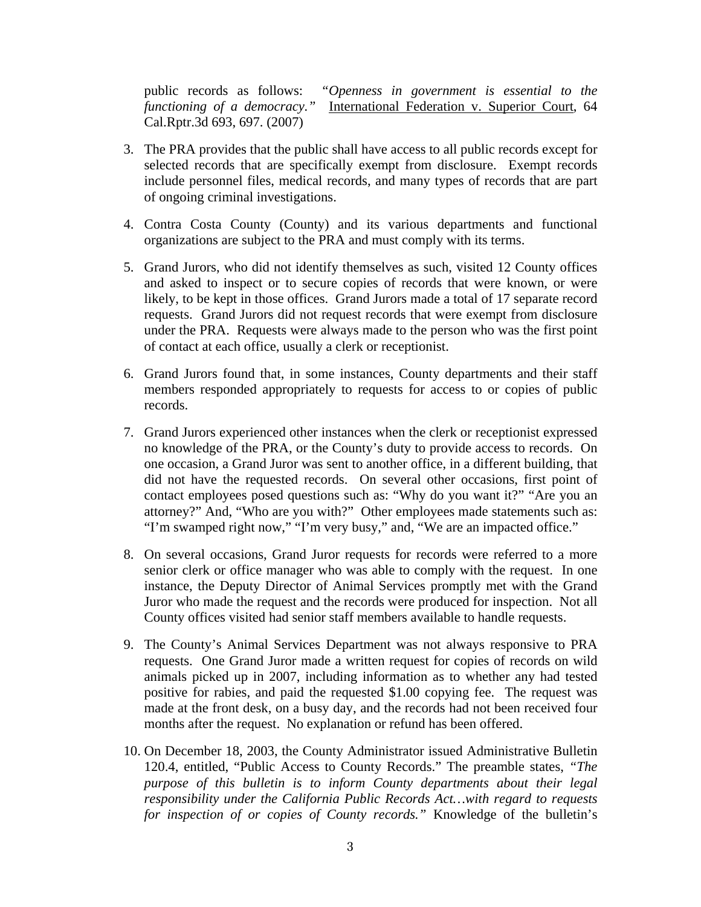public records as follows: *"Openness in government is essential to the functioning of a democracy."* International Federation v. Superior Court, 64 Cal.Rptr.3d 693, 697. (2007)

3. The PRA provides that the public shall have access to all public records except for selected records that are specifically exempt from disclosure. Exempt records include personnel files, medical records, and many types of records that are part of ongoing criminal investigations.

4. Contra Costa County (County) and its various departments and functional organizations are subject to the PRA and must comply with its terms.

5. Grand Jurors, who did not identify themselves as such, visited 12 County offices and asked to inspect or to secure copies of records that were known, or were likely, to be kept in those offices. Grand Jurors made a total of 17 separate record requests. Grand Jurors did not request records that were exempt from disclosure under the PRA. Requests were always made to the person who was the first point of contact at each office, usually a clerk or receptionist.

6. Grand Jurors found that, in some instances, County departments and their staff members responded appropriately to requests for access to or copies of public records.

7. Grand Jurors experienced other instances when the clerk or receptionist expressed no knowledge of the PRA, or the County's duty to provide access to records. On one occasion, a Grand Juror was sent to another office, in a different building, that did not have the requested records. On several other occasions, first point of contact employees posed questions such as: "Why do you want it?" "Are you an attorney?" And, "Who are you with?" Other employees made statements such as: "I'm swamped right now," "I'm very busy," and, "We are an impacted office."

8. On several occasions, Grand Juror requests for records were referred to a more senior clerk or office manager who was able to comply with the request. In one instance, the Deputy Director of Animal Services promptly met with the Grand Juror who made the request and the records were produced for inspection. Not all County offices visited had senior staff members available to handle requests.

9. The County's Animal Services Department was not always responsive to PRA requests. One Grand Juror made a written request for copies of records on wild animals picked up in 2007, including information as to whether any had tested positive for rabies, and paid the requested $1.00 copying fee. The request was made at the front desk, on a busy day, and the records had not been received four months after the request. No explanation or refund has been offered.

10. On December 18, 2003, the County Administrator issued Administrative Bulletin 120.4, entitled, "Public Access to County Records." The preamble states, *"The purpose of this bulletin is to inform County departments about their legal responsibility under the California Public Records Act…with regard to requests for inspection of or copies of County records."* Knowledge of the bulletin's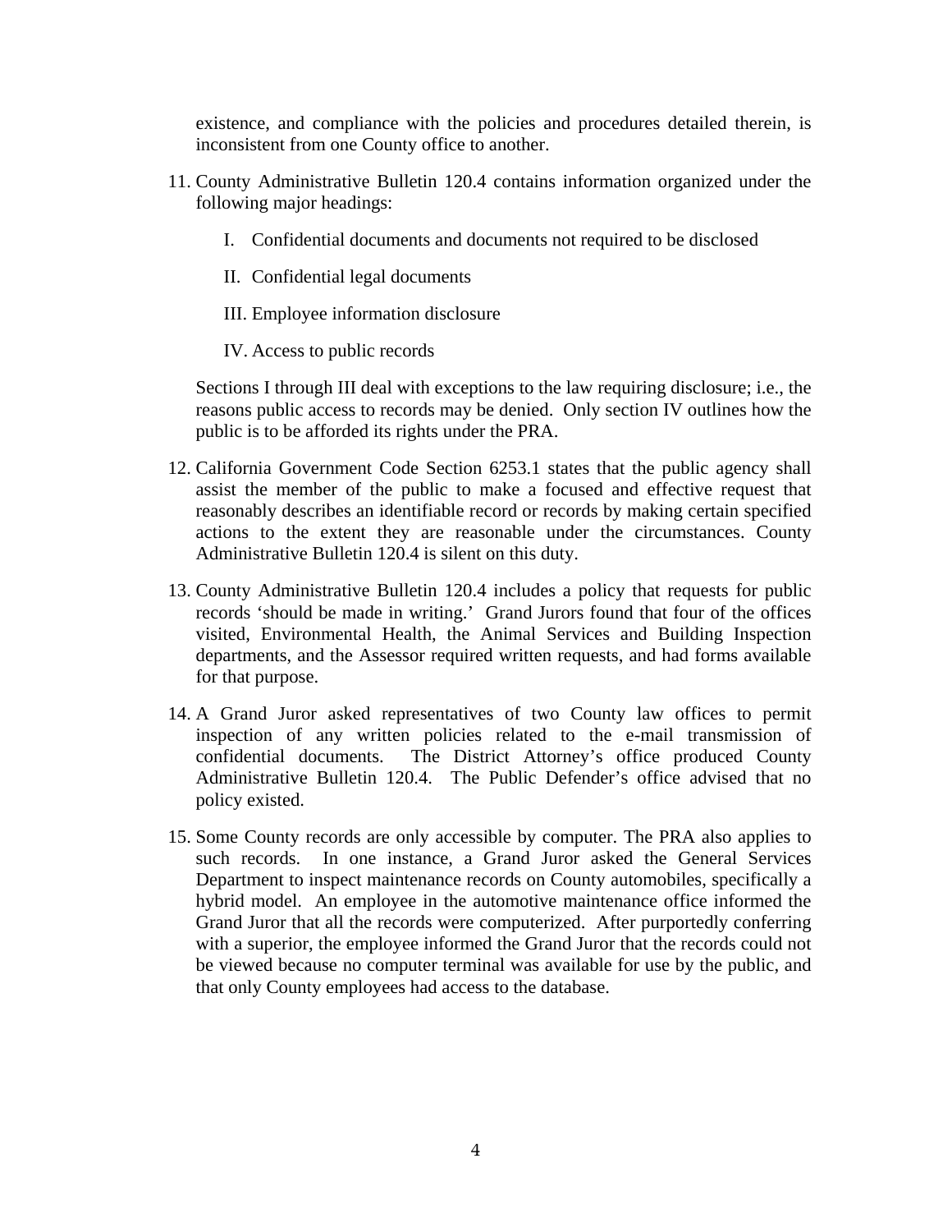existence, and compliance with the policies and procedures detailed therein, is inconsistent from one County office to another.

11. County Administrative Bulletin 120.4 contains information organized under the following major headings:

    I. Confidential documents and documents not required to be disclosed

    II. Confidential legal documents

    III. Employee information disclosure

    IV. Access to public records

    Sections I through III deal with exceptions to the law requiring disclosure; i.e., the reasons public access to records may be denied. Only section IV outlines how the public is to be afforded its rights under the PRA.

12. California Government Code Section 6253.1 states that the public agency shall assist the member of the public to make a focused and effective request that reasonably describes an identifiable record or records by making certain specified actions to the extent they are reasonable under the circumstances. County Administrative Bulletin 120.4 is silent on this duty.

13. County Administrative Bulletin 120.4 includes a policy that requests for public records 'should be made in writing.' Grand Jurors found that four of the offices visited, Environmental Health, the Animal Services and Building Inspection departments, and the Assessor required written requests, and had forms available for that purpose.

14. A Grand Juror asked representatives of two County law offices to permit inspection of any written policies related to the e-mail transmission of confidential documents. The District Attorney's office produced County Administrative Bulletin 120.4. The Public Defender's office advised that no policy existed.

15. Some County records are only accessible by computer. The PRA also applies to such records. In one instance, a Grand Juror asked the General Services Department to inspect maintenance records on County automobiles, specifically a hybrid model. An employee in the automotive maintenance office informed the Grand Juror that all the records were computerized. After purportedly conferring with a superior, the employee informed the Grand Juror that the records could not be viewed because no computer terminal was available for use by the public, and that only County employees had access to the database.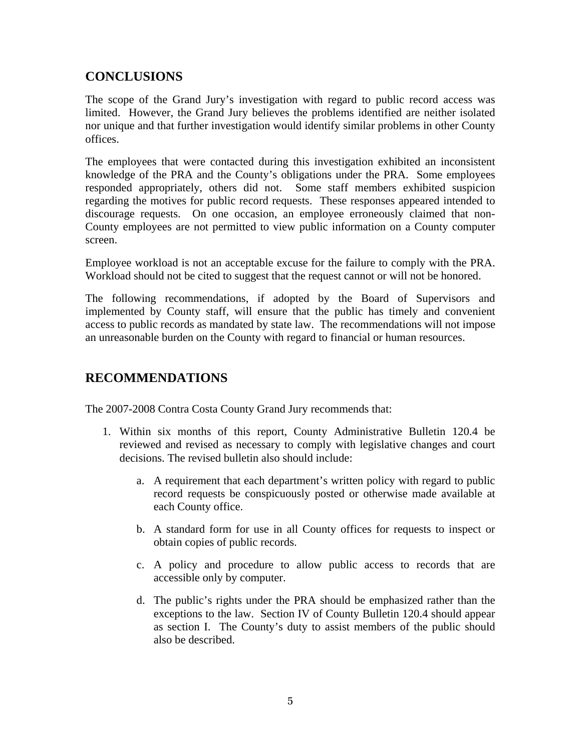## CONCLUSIONS

The scope of the Grand Jury's investigation with regard to public record access was limited. However, the Grand Jury believes the problems identified are neither isolated nor unique and that further investigation would identify similar problems in other County offices.

The employees that were contacted during this investigation exhibited an inconsistent knowledge of the PRA and the County's obligations under the PRA. Some employees responded appropriately, others did not. Some staff members exhibited suspicion regarding the motives for public record requests. These responses appeared intended to discourage requests. On one occasion, an employee erroneously claimed that non-County employees are not permitted to view public information on a County computer screen.

Employee workload is not an acceptable excuse for the failure to comply with the PRA. Workload should not be cited to suggest that the request cannot or will not be honored.

The following recommendations, if adopted by the Board of Supervisors and implemented by County staff, will ensure that the public has timely and convenient access to public records as mandated by state law. The recommendations will not impose an unreasonable burden on the County with regard to financial or human resources.

## RECOMMENDATIONS

The 2007-2008 Contra Costa County Grand Jury recommends that:

1. Within six months of this report, County Administrative Bulletin 120.4 be reviewed and revised as necessary to comply with legislative changes and court decisions. The revised bulletin also should include:

   a. A requirement that each department's written policy with regard to public record requests be conspicuously posted or otherwise made available at each County office.

   b. A standard form for use in all County offices for requests to inspect or obtain copies of public records.

   c. A policy and procedure to allow public access to records that are accessible only by computer.

   d. The public's rights under the PRA should be emphasized rather than the exceptions to the law. Section IV of County Bulletin 120.4 should appear as section I. The County's duty to assist members of the public should also be described.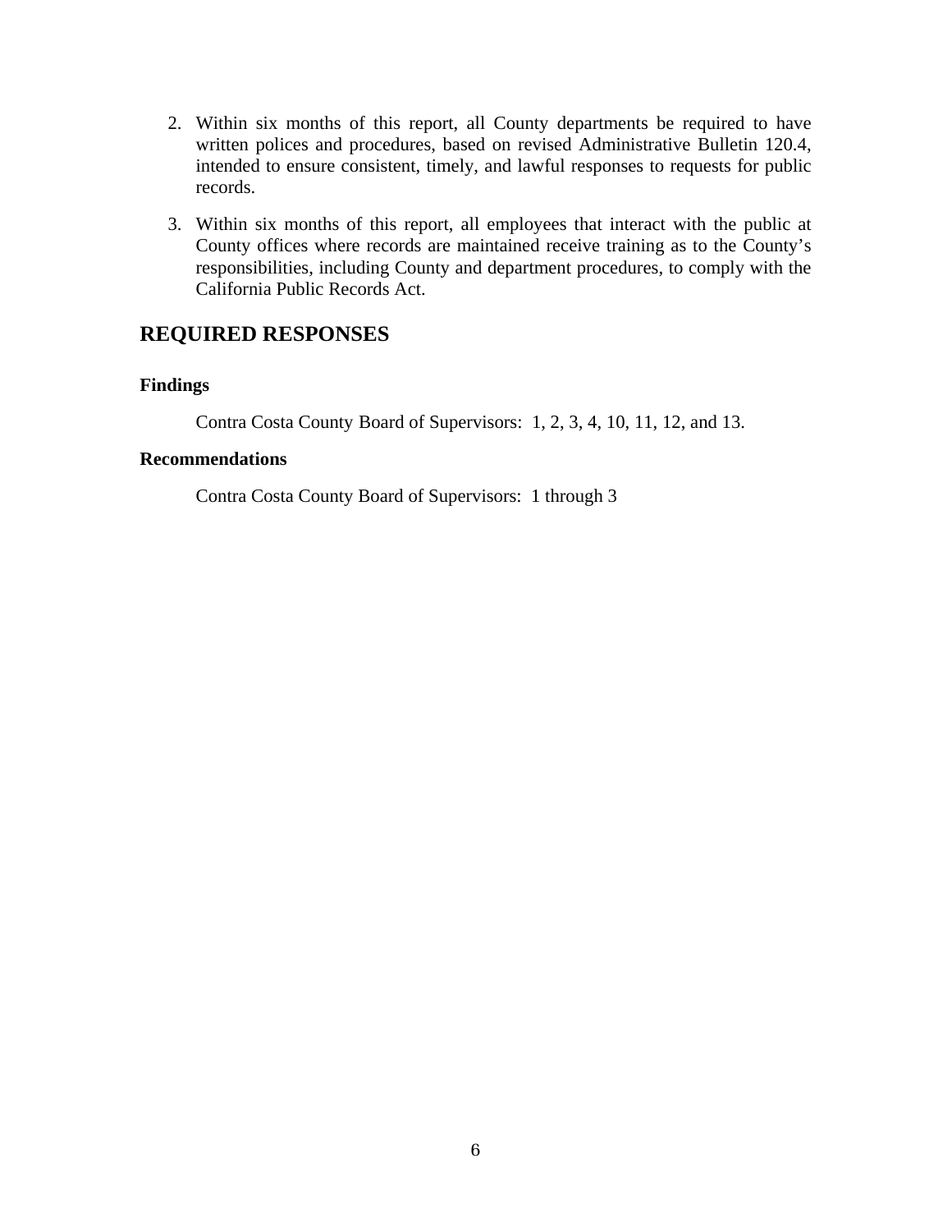2. Within six months of this report, all County departments be required to have written polices and procedures, based on revised Administrative Bulletin 120.4, intended to ensure consistent, timely, and lawful responses to requests for public records.
3. Within six months of this report, all employees that interact with the public at County offices where records are maintained receive training as to the County's responsibilities, including County and department procedures, to comply with the California Public Records Act.

## REQUIRED RESPONSES

**Findings**

Contra Costa County Board of Supervisors: 1, 2, 3, 4, 10, 11, 12, and 13.

**Recommendations**

Contra Costa County Board of Supervisors: 1 through 3